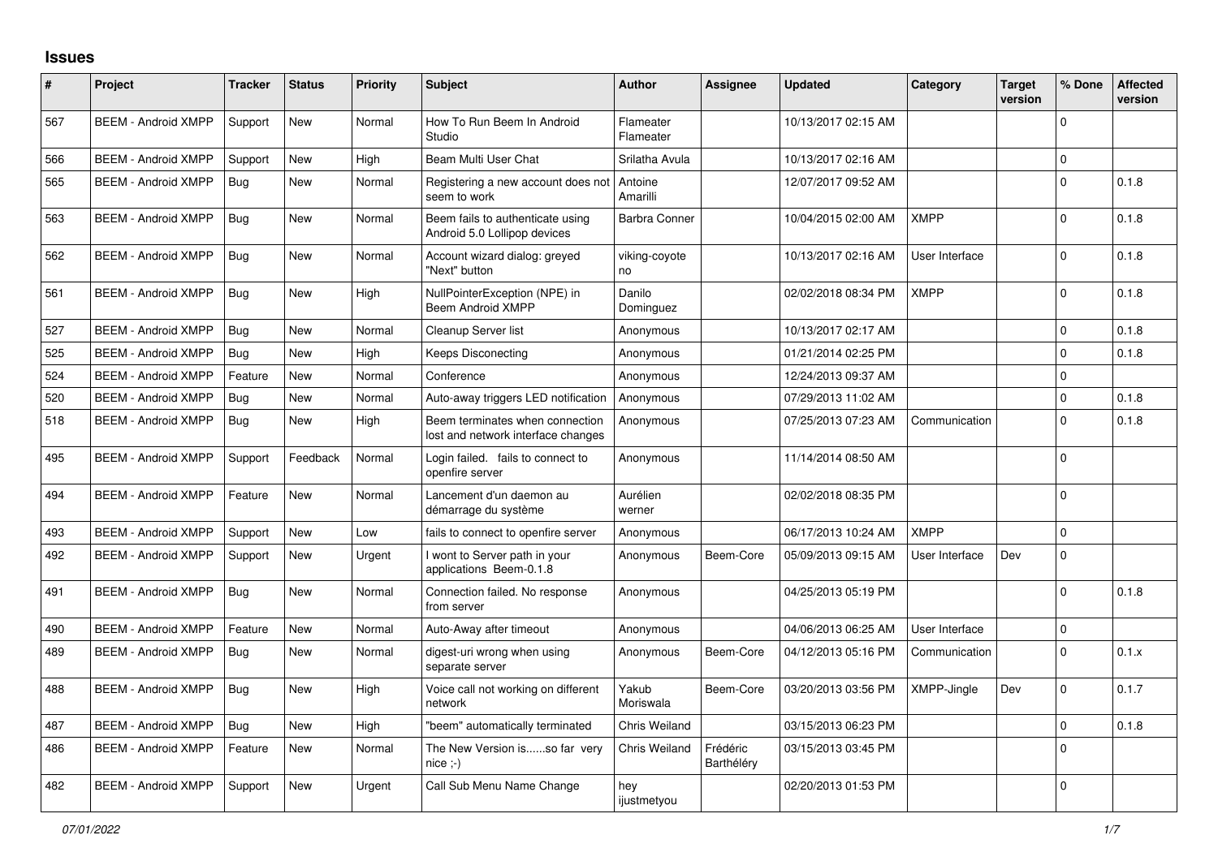# Issues

| # | Project | Tracker | Status | Priority | Subject | Author | Assignee | Updated | Category | Target version | % Done | Affected version |
|---|---|---|---|---|---|---|---|---|---|---|---|---|
| 567 | BEEM - Android XMPP | Support | New | Normal | How To Run Beem In Android Studio | Flameater Flameater | | 10/13/2017 02:15 AM | | | 0 | |
| 566 | BEEM - Android XMPP | Support | New | High | Beam Multi User Chat | Srilatha Avula | | 10/13/2017 02:16 AM | | | 0 | |
| 565 | BEEM - Android XMPP | Bug | New | Normal | Registering a new account does not seem to work | Antoine Amarilli | | 12/07/2017 09:52 AM | | | 0 | 0.1.8 |
| 563 | BEEM - Android XMPP | Bug | New | Normal | Beem fails to authenticate using Android 5.0 Lollipop devices | Barbra Conner | | 10/04/2015 02:00 AM | XMPP | | 0 | 0.1.8 |
| 562 | BEEM - Android XMPP | Bug | New | Normal | Account wizard dialog: greyed "Next" button | viking-coyote no | | 10/13/2017 02:16 AM | User Interface | | 0 | 0.1.8 |
| 561 | BEEM - Android XMPP | Bug | New | High | NullPointerException (NPE) in Beem Android XMPP | Danilo Dominguez | | 02/02/2018 08:34 PM | XMPP | | 0 | 0.1.8 |
| 527 | BEEM - Android XMPP | Bug | New | Normal | Cleanup Server list | Anonymous | | 10/13/2017 02:17 AM | | | 0 | 0.1.8 |
| 525 | BEEM - Android XMPP | Bug | New | High | Keeps Disconecting | Anonymous | | 01/21/2014 02:25 PM | | | 0 | 0.1.8 |
| 524 | BEEM - Android XMPP | Feature | New | Normal | Conference | Anonymous | | 12/24/2013 09:37 AM | | | 0 | |
| 520 | BEEM - Android XMPP | Bug | New | Normal | Auto-away triggers LED notification | Anonymous | | 07/29/2013 11:02 AM | | | 0 | 0.1.8 |
| 518 | BEEM - Android XMPP | Bug | New | High | Beem terminates when connection lost and network interface changes | Anonymous | | 07/25/2013 07:23 AM | Communication | | 0 | 0.1.8 |
| 495 | BEEM - Android XMPP | Support | Feedback | Normal | Login failed. fails to connect to openfire server | Anonymous | | 11/14/2014 08:50 AM | | | 0 | |
| 494 | BEEM - Android XMPP | Feature | New | Normal | Lancement d'un daemon au démarrage du système | Aurélien werner | | 02/02/2018 08:35 PM | | | 0 | |
| 493 | BEEM - Android XMPP | Support | New | Low | fails to connect to openfire server | Anonymous | | 06/17/2013 10:24 AM | XMPP | | 0 | |
| 492 | BEEM - Android XMPP | Support | New | Urgent | I wont to Server path in your applications Beem-0.1.8 | Anonymous | Beem-Core | 05/09/2013 09:15 AM | User Interface | Dev | 0 | |
| 491 | BEEM - Android XMPP | Bug | New | Normal | Connection failed. No response from server | Anonymous | | 04/25/2013 05:19 PM | | | 0 | 0.1.8 |
| 490 | BEEM - Android XMPP | Feature | New | Normal | Auto-Away after timeout | Anonymous | | 04/06/2013 06:25 AM | User Interface | | 0 | |
| 489 | BEEM - Android XMPP | Bug | New | Normal | digest-uri wrong when using separate server | Anonymous | Beem-Core | 04/12/2013 05:16 PM | Communication | | 0 | 0.1.x |
| 488 | BEEM - Android XMPP | Bug | New | High | Voice call not working on different network | Yakub Moriswala | Beem-Core | 03/20/2013 03:56 PM | XMPP-Jingle | Dev | 0 | 0.1.7 |
| 487 | BEEM - Android XMPP | Bug | New | High | "beem" automatically terminated | Chris Weiland | | 03/15/2013 06:23 PM | | | 0 | 0.1.8 |
| 486 | BEEM - Android XMPP | Feature | New | Normal | The New Version is......so far very nice ;-) | Chris Weiland | Frédéric Barthéléry | 03/15/2013 03:45 PM | | | 0 | |
| 482 | BEEM - Android XMPP | Support | New | Urgent | Call Sub Menu Name Change | hey ijustmetyou | | 02/20/2013 01:53 PM | | | 0 | |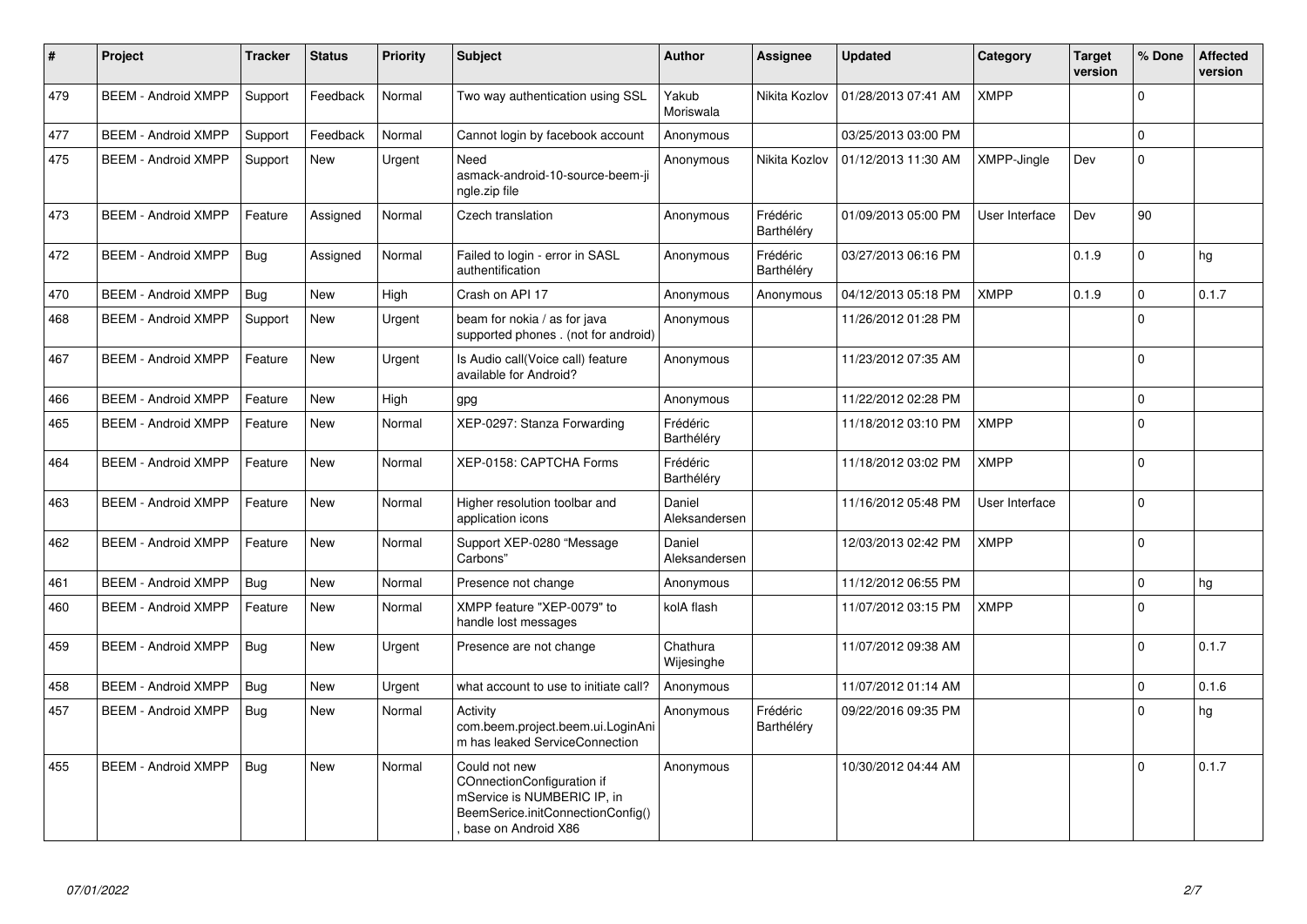| # | Project | Tracker | Status | Priority | Subject | Author | Assignee | Updated | Category | Target version | % Done | Affected version |
|---|---|---|---|---|---|---|---|---|---|---|---|---|
| 479 | BEEM - Android XMPP | Support | Feedback | Normal | Two way authentication using SSL | Yakub Moriswala | Nikita Kozlov | 01/28/2013 07:41 AM | XMPP | | 0 | |
| 477 | BEEM - Android XMPP | Support | Feedback | Normal | Cannot login by facebook account | Anonymous | | 03/25/2013 03:00 PM | | | 0 | |
| 475 | BEEM - Android XMPP | Support | New | Urgent | Need asmack-android-10-source-beem-jingle.zip file | Anonymous | Nikita Kozlov | 01/12/2013 11:30 AM | XMPP-Jingle | Dev | 0 | |
| 473 | BEEM - Android XMPP | Feature | Assigned | Normal | Czech translation | Anonymous | Frédéric Barthéléry | 01/09/2013 05:00 PM | User Interface | Dev | 90 | |
| 472 | BEEM - Android XMPP | Bug | Assigned | Normal | Failed to login - error in SASL authentification | Anonymous | Frédéric Barthéléry | 03/27/2013 06:16 PM | | 0.1.9 | 0 | hg |
| 470 | BEEM - Android XMPP | Bug | New | High | Crash on API 17 | Anonymous | Anonymous | 04/12/2013 05:18 PM | XMPP | 0.1.9 | 0 | 0.1.7 |
| 468 | BEEM - Android XMPP | Support | New | Urgent | beam for nokia / as for java supported phones . (not for android) | Anonymous | | 11/26/2012 01:28 PM | | | 0 | |
| 467 | BEEM - Android XMPP | Feature | New | Urgent | Is Audio call(Voice call) feature available for Android? | Anonymous | | 11/23/2012 07:35 AM | | | 0 | |
| 466 | BEEM - Android XMPP | Feature | New | High | gpg | Anonymous | | 11/22/2012 02:28 PM | | | 0 | |
| 465 | BEEM - Android XMPP | Feature | New | Normal | XEP-0297: Stanza Forwarding | Frédéric Barthéléry | | 11/18/2012 03:10 PM | XMPP | | 0 | |
| 464 | BEEM - Android XMPP | Feature | New | Normal | XEP-0158: CAPTCHA Forms | Frédéric Barthéléry | | 11/18/2012 03:02 PM | XMPP | | 0 | |
| 463 | BEEM - Android XMPP | Feature | New | Normal | Higher resolution toolbar and application icons | Daniel Aleksandersen | | 11/16/2012 05:48 PM | User Interface | | 0 | |
| 462 | BEEM - Android XMPP | Feature | New | Normal | Support XEP-0280 "Message Carbons" | Daniel Aleksandersen | | 12/03/2013 02:42 PM | XMPP | | 0 | |
| 461 | BEEM - Android XMPP | Bug | New | Normal | Presence not change | Anonymous | | 11/12/2012 06:55 PM | | | 0 | hg |
| 460 | BEEM - Android XMPP | Feature | New | Normal | XMPP feature "XEP-0079" to handle lost messages | kolA flash | | 11/07/2012 03:15 PM | XMPP | | 0 | |
| 459 | BEEM - Android XMPP | Bug | New | Urgent | Presence are not change | Chathura Wijesinghe | | 11/07/2012 09:38 AM | | | 0 | 0.1.7 |
| 458 | BEEM - Android XMPP | Bug | New | Urgent | what account to use to initiate call? | Anonymous | | 11/07/2012 01:14 AM | | | 0 | 0.1.6 |
| 457 | BEEM - Android XMPP | Bug | New | Normal | Activity com.beem.project.beem.ui.LoginAnim has leaked ServiceConnection | Anonymous | Frédéric Barthéléry | 09/22/2016 09:35 PM | | | 0 | hg |
| 455 | BEEM - Android XMPP | Bug | New | Normal | Could not new COnnectionConfiguration if mService is NUMBERIC IP, in BeemSerice.initConnectionConfig() , base on Android X86 | Anonymous | | 10/30/2012 04:44 AM | | | 0 | 0.1.7 |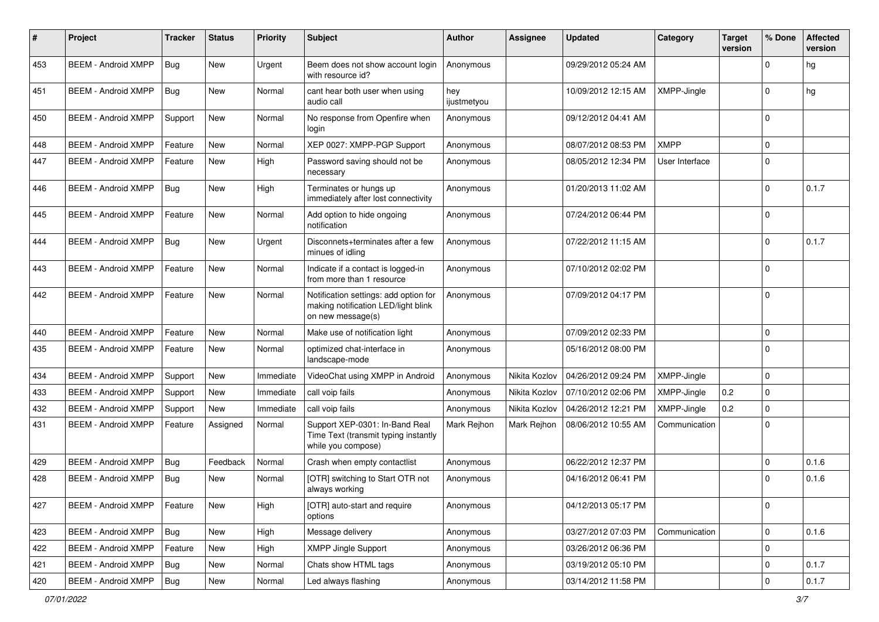| # | Project | Tracker | Status | Priority | Subject | Author | Assignee | Updated | Category | Target version | % Done | Affected version |
|---|---|---|---|---|---|---|---|---|---|---|---|---|
| 453 | BEEM - Android XMPP | Bug | New | Urgent | Beem does not show account login with resource id? | Anonymous | | 09/29/2012 05:24 AM | | | 0 | hg |
| 451 | BEEM - Android XMPP | Bug | New | Normal | cant hear both user when using audio call | hey ijustmetyou | | 10/09/2012 12:15 AM | XMPP-Jingle | | 0 | hg |
| 450 | BEEM - Android XMPP | Support | New | Normal | No response from Openfire when login | Anonymous | | 09/12/2012 04:41 AM | | | 0 | |
| 448 | BEEM - Android XMPP | Feature | New | Normal | XEP 0027: XMPP-PGP Support | Anonymous | | 08/07/2012 08:53 PM | XMPP | | 0 | |
| 447 | BEEM - Android XMPP | Feature | New | High | Password saving should not be necessary | Anonymous | | 08/05/2012 12:34 PM | User Interface | | 0 | |
| 446 | BEEM - Android XMPP | Bug | New | High | Terminates or hungs up immediately after lost connectivity | Anonymous | | 01/20/2013 11:02 AM | | | 0 | 0.1.7 |
| 445 | BEEM - Android XMPP | Feature | New | Normal | Add option to hide ongoing notification | Anonymous | | 07/24/2012 06:44 PM | | | 0 | |
| 444 | BEEM - Android XMPP | Bug | New | Urgent | Disconnets+terminates after a few minues of idling | Anonymous | | 07/22/2012 11:15 AM | | | 0 | 0.1.7 |
| 443 | BEEM - Android XMPP | Feature | New | Normal | Indicate if a contact is logged-in from more than 1 resource | Anonymous | | 07/10/2012 02:02 PM | | | 0 | |
| 442 | BEEM - Android XMPP | Feature | New | Normal | Notification settings: add option for making notification LED/light blink on new message(s) | Anonymous | | 07/09/2012 04:17 PM | | | 0 | |
| 440 | BEEM - Android XMPP | Feature | New | Normal | Make use of notification light | Anonymous | | 07/09/2012 02:33 PM | | | 0 | |
| 435 | BEEM - Android XMPP | Feature | New | Normal | optimized chat-interface in landscape-mode | Anonymous | | 05/16/2012 08:00 PM | | | 0 | |
| 434 | BEEM - Android XMPP | Support | New | Immediate | VideoChat using XMPP in Android | Anonymous | Nikita Kozlov | 04/26/2012 09:24 PM | XMPP-Jingle | | 0 | |
| 433 | BEEM - Android XMPP | Support | New | Immediate | call voip fails | Anonymous | Nikita Kozlov | 07/10/2012 02:06 PM | XMPP-Jingle | 0.2 | 0 | |
| 432 | BEEM - Android XMPP | Support | New | Immediate | call voip fails | Anonymous | Nikita Kozlov | 04/26/2012 12:21 PM | XMPP-Jingle | 0.2 | 0 | |
| 431 | BEEM - Android XMPP | Feature | Assigned | Normal | Support XEP-0301: In-Band Real Time Text (transmit typing instantly while you compose) | Mark Rejhon | Mark Rejhon | 08/06/2012 10:55 AM | Communication | | 0 | |
| 429 | BEEM - Android XMPP | Bug | Feedback | Normal | Crash when empty contactlist | Anonymous | | 06/22/2012 12:37 PM | | | 0 | 0.1.6 |
| 428 | BEEM - Android XMPP | Bug | New | Normal | [OTR] switching to Start OTR not always working | Anonymous | | 04/16/2012 06:41 PM | | | 0 | 0.1.6 |
| 427 | BEEM - Android XMPP | Feature | New | High | [OTR] auto-start and require options | Anonymous | | 04/12/2013 05:17 PM | | | 0 | |
| 423 | BEEM - Android XMPP | Bug | New | High | Message delivery | Anonymous | | 03/27/2012 07:03 PM | Communication | | 0 | 0.1.6 |
| 422 | BEEM - Android XMPP | Feature | New | High | XMPP Jingle Support | Anonymous | | 03/26/2012 06:36 PM | | | 0 | |
| 421 | BEEM - Android XMPP | Bug | New | Normal | Chats show HTML tags | Anonymous | | 03/19/2012 05:10 PM | | | 0 | 0.1.7 |
| 420 | BEEM - Android XMPP | Bug | New | Normal | Led always flashing | Anonymous | | 03/14/2012 11:58 PM | | | 0 | 0.1.7 |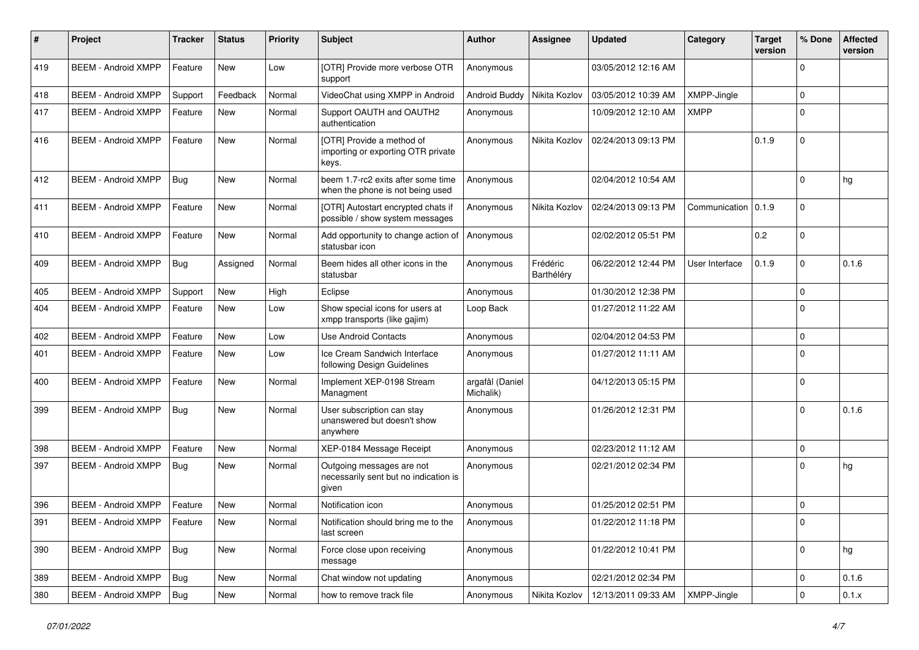| # | Project | Tracker | Status | Priority | Subject | Author | Assignee | Updated | Category | Target version | % Done | Affected version |
|---|---|---|---|---|---|---|---|---|---|---|---|---|
| 419 | BEEM - Android XMPP | Feature | New | Low | [OTR] Provide more verbose OTR support | Anonymous | | 03/05/2012 12:16 AM | | | 0 | |
| 418 | BEEM - Android XMPP | Support | Feedback | Normal | VideoChat using XMPP in Android | Android Buddy | Nikita Kozlov | 03/05/2012 10:39 AM | XMPP-Jingle | | 0 | |
| 417 | BEEM - Android XMPP | Feature | New | Normal | Support OAUTH and OAUTH2 authentication | Anonymous | | 10/09/2012 12:10 AM | XMPP | | 0 | |
| 416 | BEEM - Android XMPP | Feature | New | Normal | [OTR] Provide a method of importing or exporting OTR private keys. | Anonymous | Nikita Kozlov | 02/24/2013 09:13 PM | | 0.1.9 | 0 | |
| 412 | BEEM - Android XMPP | Bug | New | Normal | beem 1.7-rc2 exits after some time when the phone is not being used | Anonymous | | 02/04/2012 10:54 AM | | | 0 | hg |
| 411 | BEEM - Android XMPP | Feature | New | Normal | [OTR] Autostart encrypted chats if possible / show system messages | Anonymous | Nikita Kozlov | 02/24/2013 09:13 PM | Communication | 0.1.9 | 0 | |
| 410 | BEEM - Android XMPP | Feature | New | Normal | Add opportunity to change action of statusbar icon | Anonymous | | 02/02/2012 05:51 PM | | 0.2 | 0 | |
| 409 | BEEM - Android XMPP | Bug | Assigned | Normal | Beem hides all other icons in the statusbar | Anonymous | Frédéric Barthéléry | 06/22/2012 12:44 PM | User Interface | 0.1.9 | 0 | 0.1.6 |
| 405 | BEEM - Android XMPP | Support | New | High | Eclipse | Anonymous | | 01/30/2012 12:38 PM | | | 0 | |
| 404 | BEEM - Android XMPP | Feature | New | Low | Show special icons for users at xmpp transports (like gajim) | Loop Back | | 01/27/2012 11:22 AM | | | 0 | |
| 402 | BEEM - Android XMPP | Feature | New | Low | Use Android Contacts | Anonymous | | 02/04/2012 04:53 PM | | | 0 | |
| 401 | BEEM - Android XMPP | Feature | New | Low | Ice Cream Sandwich Interface following Design Guidelines | Anonymous | | 01/27/2012 11:11 AM | | | 0 | |
| 400 | BEEM - Android XMPP | Feature | New | Normal | Implement XEP-0198 Stream Managment | argafål (Daniel Michalik) | | 04/12/2013 05:15 PM | | | 0 | |
| 399 | BEEM - Android XMPP | Bug | New | Normal | User subscription can stay unanswered but doesn't show anywhere | Anonymous | | 01/26/2012 12:31 PM | | | 0 | 0.1.6 |
| 398 | BEEM - Android XMPP | Feature | New | Normal | XEP-0184 Message Receipt | Anonymous | | 02/23/2012 11:12 AM | | | 0 | |
| 397 | BEEM - Android XMPP | Bug | New | Normal | Outgoing messages are not necessarily sent but no indication is given | Anonymous | | 02/21/2012 02:34 PM | | | 0 | hg |
| 396 | BEEM - Android XMPP | Feature | New | Normal | Notification icon | Anonymous | | 01/25/2012 02:51 PM | | | 0 | |
| 391 | BEEM - Android XMPP | Feature | New | Normal | Notification should bring me to the last screen | Anonymous | | 01/22/2012 11:18 PM | | | 0 | |
| 390 | BEEM - Android XMPP | Bug | New | Normal | Force close upon receiving message | Anonymous | | 01/22/2012 10:41 PM | | | 0 | hg |
| 389 | BEEM - Android XMPP | Bug | New | Normal | Chat window not updating | Anonymous | | 02/21/2012 02:34 PM | | | 0 | 0.1.6 |
| 380 | BEEM - Android XMPP | Bug | New | Normal | how to remove track file | Anonymous | Nikita Kozlov | 12/13/2011 09:33 AM | XMPP-Jingle | | 0 | 0.1.x |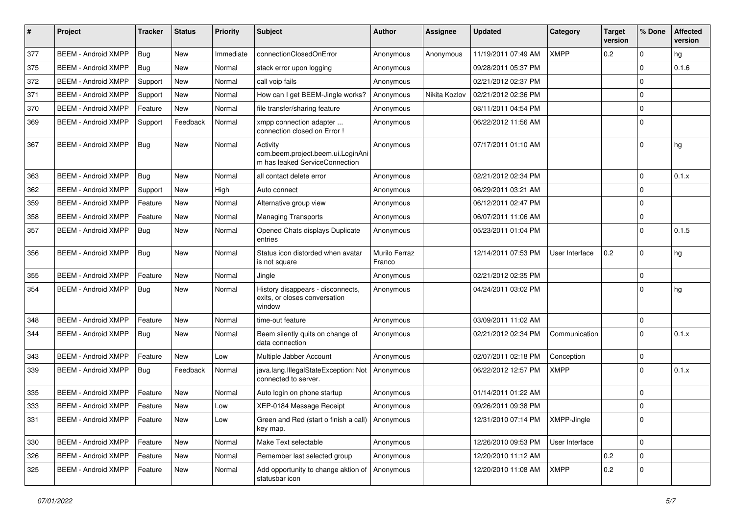| # | Project | Tracker | Status | Priority | Subject | Author | Assignee | Updated | Category | Target version | % Done | Affected version |
|---|---|---|---|---|---|---|---|---|---|---|---|---|
| 377 | BEEM - Android XMPP | Bug | New | Immediate | connectionClosedOnError | Anonymous | Anonymous | 11/19/2011 07:49 AM | XMPP | 0.2 | 0 | hg |
| 375 | BEEM - Android XMPP | Bug | New | Normal | stack error upon logging | Anonymous | | 09/28/2011 05:37 PM | | | 0 | 0.1.6 |
| 372 | BEEM - Android XMPP | Support | New | Normal | call voip fails | Anonymous | | 02/21/2012 02:37 PM | | | 0 | |
| 371 | BEEM - Android XMPP | Support | New | Normal | How can I get BEEM-Jingle works? | Anonymous | Nikita Kozlov | 02/21/2012 02:36 PM | | | 0 | |
| 370 | BEEM - Android XMPP | Feature | New | Normal | file transfer/sharing feature | Anonymous | | 08/11/2011 04:54 PM | | | 0 | |
| 369 | BEEM - Android XMPP | Support | Feedback | Normal | xmpp connection adapter ... connection closed on Error ! | Anonymous | | 06/22/2012 11:56 AM | | | 0 | |
| 367 | BEEM - Android XMPP | Bug | New | Normal | Activity com.beem.project.beem.ui.LoginAnim has leaked ServiceConnection | Anonymous | | 07/17/2011 01:10 AM | | | 0 | hg |
| 363 | BEEM - Android XMPP | Bug | New | Normal | all contact delete error | Anonymous | | 02/21/2012 02:34 PM | | | 0 | 0.1.x |
| 362 | BEEM - Android XMPP | Support | New | High | Auto connect | Anonymous | | 06/29/2011 03:21 AM | | | 0 | |
| 359 | BEEM - Android XMPP | Feature | New | Normal | Alternative group view | Anonymous | | 06/12/2011 02:47 PM | | | 0 | |
| 358 | BEEM - Android XMPP | Feature | New | Normal | Managing Transports | Anonymous | | 06/07/2011 11:06 AM | | | 0 | |
| 357 | BEEM - Android XMPP | Bug | New | Normal | Opened Chats displays Duplicate entries | Anonymous | | 05/23/2011 01:04 PM | | | 0 | 0.1.5 |
| 356 | BEEM - Android XMPP | Bug | New | Normal | Status icon distorded when avatar is not square | Murilo Ferraz Franco | | 12/14/2011 07:53 PM | User Interface | 0.2 | 0 | hg |
| 355 | BEEM - Android XMPP | Feature | New | Normal | Jingle | Anonymous | | 02/21/2012 02:35 PM | | | 0 | |
| 354 | BEEM - Android XMPP | Bug | New | Normal | History disappears - disconnects, exits, or closes conversation window | Anonymous | | 04/24/2011 03:02 PM | | | 0 | hg |
| 348 | BEEM - Android XMPP | Feature | New | Normal | time-out feature | Anonymous | | 03/09/2011 11:02 AM | | | 0 | |
| 344 | BEEM - Android XMPP | Bug | New | Normal | Beem silently quits on change of data connection | Anonymous | | 02/21/2012 02:34 PM | Communication | | 0 | 0.1.x |
| 343 | BEEM - Android XMPP | Feature | New | Low | Multiple Jabber Account | Anonymous | | 02/07/2011 02:18 PM | Conception | | 0 | |
| 339 | BEEM - Android XMPP | Bug | Feedback | Normal | java.lang.IllegalStateException: Not connected to server. | Anonymous | | 06/22/2012 12:57 PM | XMPP | | 0 | 0.1.x |
| 335 | BEEM - Android XMPP | Feature | New | Normal | Auto login on phone startup | Anonymous | | 01/14/2011 01:22 AM | | | 0 | |
| 333 | BEEM - Android XMPP | Feature | New | Low | XEP-0184 Message Receipt | Anonymous | | 09/26/2011 09:38 PM | | | 0 | |
| 331 | BEEM - Android XMPP | Feature | New | Low | Green and Red (start o finish a call) key map. | Anonymous | | 12/31/2010 07:14 PM | XMPP-Jingle | | 0 | |
| 330 | BEEM - Android XMPP | Feature | New | Normal | Make Text selectable | Anonymous | | 12/26/2010 09:53 PM | User Interface | | 0 | |
| 326 | BEEM - Android XMPP | Feature | New | Normal | Remember last selected group | Anonymous | | 12/20/2010 11:12 AM | | 0.2 | 0 | |
| 325 | BEEM - Android XMPP | Feature | New | Normal | Add opportunity to change aktion of statusbar icon | Anonymous | | 12/20/2010 11:08 AM | XMPP | 0.2 | 0 | |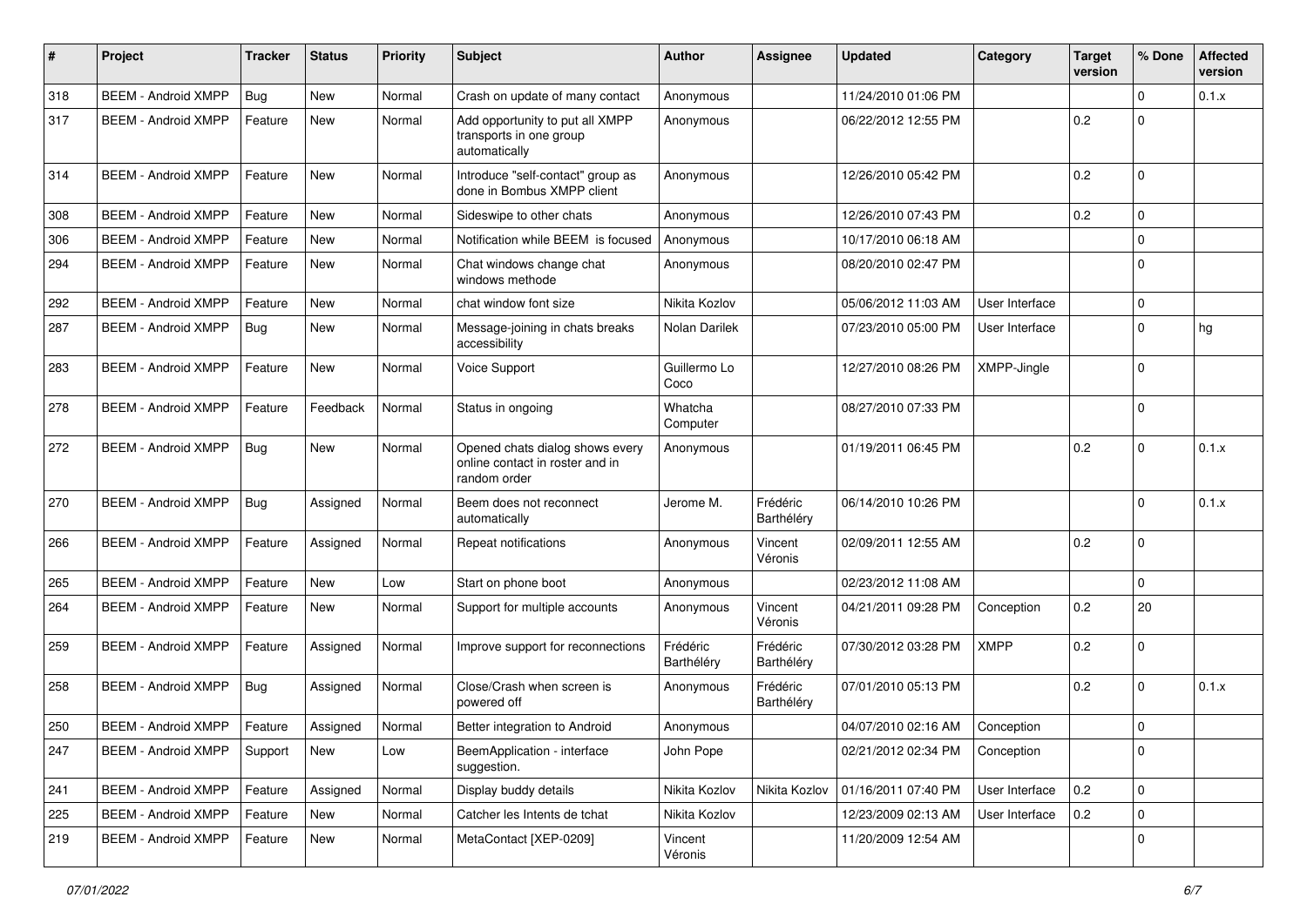| # | Project | Tracker | Status | Priority | Subject | Author | Assignee | Updated | Category | Target version | % Done | Affected version |
|---|---|---|---|---|---|---|---|---|---|---|---|---|
| 318 | BEEM - Android XMPP | Bug | New | Normal | Crash on update of many contact | Anonymous | | 11/24/2010 01:06 PM | | | 0 | 0.1.x |
| 317 | BEEM - Android XMPP | Feature | New | Normal | Add opportunity to put all XMPP transports in one group automatically | Anonymous | | 06/22/2012 12:55 PM | | 0.2 | 0 | |
| 314 | BEEM - Android XMPP | Feature | New | Normal | Introduce "self-contact" group as done in Bombus XMPP client | Anonymous | | 12/26/2010 05:42 PM | | 0.2 | 0 | |
| 308 | BEEM - Android XMPP | Feature | New | Normal | Sideswipe to other chats | Anonymous | | 12/26/2010 07:43 PM | | 0.2 | 0 | |
| 306 | BEEM - Android XMPP | Feature | New | Normal | Notification while BEEM is focused | Anonymous | | 10/17/2010 06:18 AM | | | 0 | |
| 294 | BEEM - Android XMPP | Feature | New | Normal | Chat windows change chat windows methode | Anonymous | | 08/20/2010 02:47 PM | | | 0 | |
| 292 | BEEM - Android XMPP | Feature | New | Normal | chat window font size | Nikita Kozlov | | 05/06/2012 11:03 AM | User Interface | | 0 | |
| 287 | BEEM - Android XMPP | Bug | New | Normal | Message-joining in chats breaks accessibility | Nolan Darilek | | 07/23/2010 05:00 PM | User Interface | | 0 | hg |
| 283 | BEEM - Android XMPP | Feature | New | Normal | Voice Support | Guillermo Lo Coco | | 12/27/2010 08:26 PM | XMPP-Jingle | | 0 | |
| 278 | BEEM - Android XMPP | Feature | Feedback | Normal | Status in ongoing | Whatcha Computer | | 08/27/2010 07:33 PM | | | 0 | |
| 272 | BEEM - Android XMPP | Bug | New | Normal | Opened chats dialog shows every online contact in roster and in random order | Anonymous | | 01/19/2011 06:45 PM | | 0.2 | 0 | 0.1.x |
| 270 | BEEM - Android XMPP | Bug | Assigned | Normal | Beem does not reconnect automatically | Jerome M. | Frédéric Barthéléry | 06/14/2010 10:26 PM | | | 0 | 0.1.x |
| 266 | BEEM - Android XMPP | Feature | Assigned | Normal | Repeat notifications | Anonymous | Vincent Véronis | 02/09/2011 12:55 AM | | 0.2 | 0 | |
| 265 | BEEM - Android XMPP | Feature | New | Low | Start on phone boot | Anonymous | | 02/23/2012 11:08 AM | | | 0 | |
| 264 | BEEM - Android XMPP | Feature | New | Normal | Support for multiple accounts | Anonymous | Vincent Véronis | 04/21/2011 09:28 PM | Conception | 0.2 | 20 | |
| 259 | BEEM - Android XMPP | Feature | Assigned | Normal | Improve support for reconnections | Frédéric Barthéléry | Frédéric Barthéléry | 07/30/2012 03:28 PM | XMPP | 0.2 | 0 | |
| 258 | BEEM - Android XMPP | Bug | Assigned | Normal | Close/Crash when screen is powered off | Anonymous | Frédéric Barthéléry | 07/01/2010 05:13 PM | | 0.2 | 0 | 0.1.x |
| 250 | BEEM - Android XMPP | Feature | Assigned | Normal | Better integration to Android | Anonymous | | 04/07/2010 02:16 AM | Conception | | 0 | |
| 247 | BEEM - Android XMPP | Support | New | Low | BeemApplication - interface suggestion. | John Pope | | 02/21/2012 02:34 PM | Conception | | 0 | |
| 241 | BEEM - Android XMPP | Feature | Assigned | Normal | Display buddy details | Nikita Kozlov | Nikita Kozlov | 01/16/2011 07:40 PM | User Interface | 0.2 | 0 | |
| 225 | BEEM - Android XMPP | Feature | New | Normal | Catcher les Intents de tchat | Nikita Kozlov | | 12/23/2009 02:13 AM | User Interface | 0.2 | 0 | |
| 219 | BEEM - Android XMPP | Feature | New | Normal | MetaContact [XEP-0209] | Vincent Véronis | | 11/20/2009 12:54 AM | | | 0 | |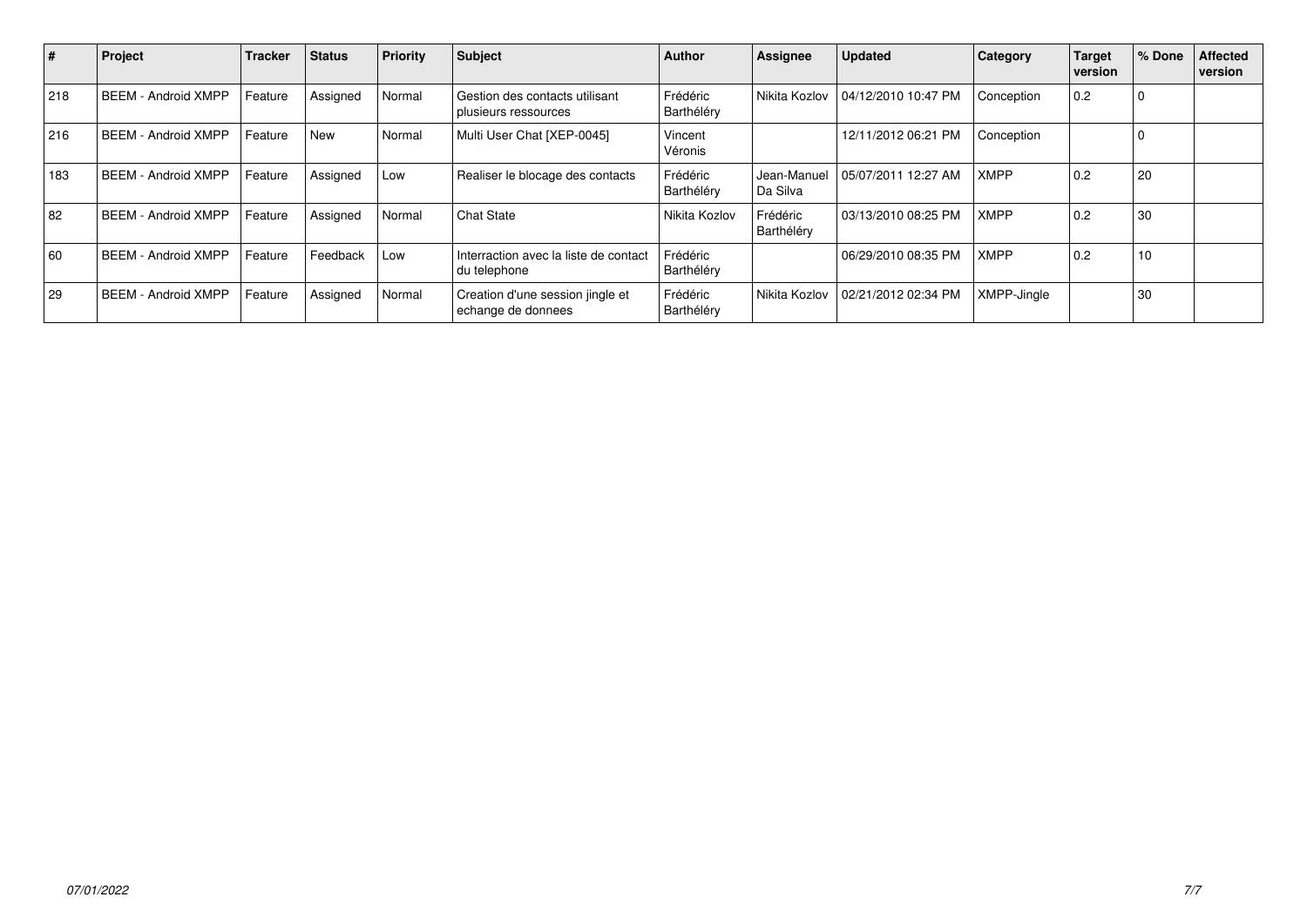| # | Project | Tracker | Status | Priority | Subject | Author | Assignee | Updated | Category | Target version | % Done | Affected version |
|---|---|---|---|---|---|---|---|---|---|---|---|---|
| 218 | BEEM - Android XMPP | Feature | Assigned | Normal | Gestion des contacts utilisant plusieurs ressources | Frédéric Barthéléry | Nikita Kozlov | 04/12/2010 10:47 PM | Conception | 0.2 | 0 | |
| 216 | BEEM - Android XMPP | Feature | New | Normal | Multi User Chat [XEP-0045] | Vincent Véronis | | 12/11/2012 06:21 PM | Conception | | 0 | |
| 183 | BEEM - Android XMPP | Feature | Assigned | Low | Realiser le blocage des contacts | Frédéric Barthéléry | Jean-Manuel Da Silva | 05/07/2011 12:27 AM | XMPP | 0.2 | 20 | |
| 82 | BEEM - Android XMPP | Feature | Assigned | Normal | Chat State | Nikita Kozlov | Frédéric Barthéléry | 03/13/2010 08:25 PM | XMPP | 0.2 | 30 | |
| 60 | BEEM - Android XMPP | Feature | Feedback | Low | Interraction avec la liste de contact du telephone | Frédéric Barthéléry | | 06/29/2010 08:35 PM | XMPP | 0.2 | 10 | |
| 29 | BEEM - Android XMPP | Feature | Assigned | Normal | Creation d'une session jingle et echange de donnees | Frédéric Barthéléry | Nikita Kozlov | 02/21/2012 02:34 PM | XMPP-Jingle | | 30 | |